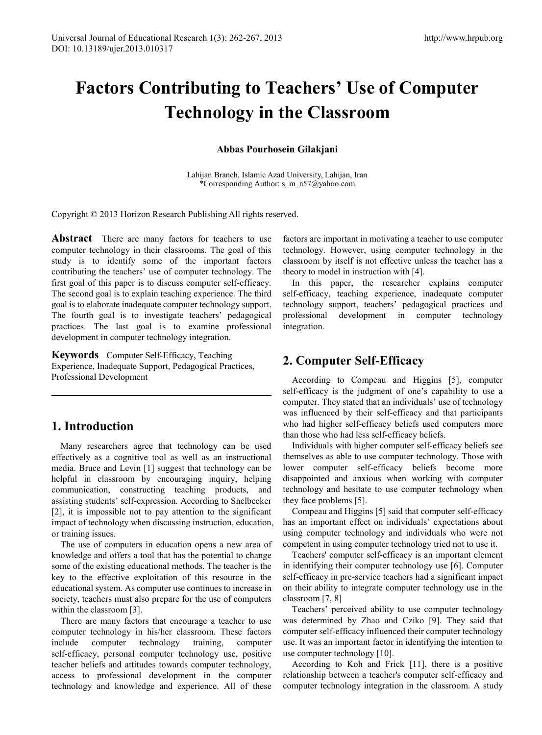# Factors Contributing to Teachers' Use of Computer Technology in the Classroom

**Abbas Pourhosein Gilakjani**

Lahijan Branch, Islamic Azad University, Lahijan, Iran
*Corresponding Author: s_m_a57@yahoo.com

Copyright © 2013 Horizon Research Publishing All rights reserved.

**Abstract** There are many factors for teachers to use computer technology in their classrooms. The goal of this study is to identify some of the important factors contributing the teachers' use of computer technology. The first goal of this paper is to discuss computer self-efficacy. The second goal is to explain teaching experience. The third goal is to elaborate inadequate computer technology support. The fourth goal is to investigate teachers' pedagogical practices. The last goal is to examine professional development in computer technology integration.

**Keywords** Computer Self-Efficacy, Teaching Experience, Inadequate Support, Pedagogical Practices, Professional Development

## 1. Introduction

Many researchers agree that technology can be used effectively as a cognitive tool as well as an instructional media. Bruce and Levin [1] suggest that technology can be helpful in classroom by encouraging inquiry, helping communication, constructing teaching products, and assisting students' self-expression. According to Snelbecker [2], it is impossible not to pay attention to the significant impact of technology when discussing instruction, education, or training issues.

The use of computers in education opens a new area of knowledge and offers a tool that has the potential to change some of the existing educational methods. The teacher is the key to the effective exploitation of this resource in the educational system. As computer use continues to increase in society, teachers must also prepare for the use of computers within the classroom [3].

There are many factors that encourage a teacher to use computer technology in his/her classroom. These factors include computer technology training, computer self-efficacy, personal computer technology use, positive teacher beliefs and attitudes towards computer technology, access to professional development in the computer technology and knowledge and experience. All of these factors are important in motivating a teacher to use computer technology. However, using computer technology in the classroom by itself is not effective unless the teacher has a theory to model in instruction with [4].

In this paper, the researcher explains computer self-efficacy, teaching experience, inadequate computer technology support, teachers' pedagogical practices and professional development in computer technology integration.

## 2. Computer Self-Efficacy

According to Compeau and Higgins [5], computer self-efficacy is the judgment of one's capability to use a computer. They stated that an individuals' use of technology was influenced by their self-efficacy and that participants who had higher self-efficacy beliefs used computers more than those who had less self-efficacy beliefs.

Individuals with higher computer self-efficacy beliefs see themselves as able to use computer technology. Those with lower computer self-efficacy beliefs become more disappointed and anxious when working with computer technology and hesitate to use computer technology when they face problems [5].

Compeau and Higgins [5] said that computer self-efficacy has an important effect on individuals' expectations about using computer technology and individuals who were not competent in using computer technology tried not to use it.

Teachers' computer self-efficacy is an important element in identifying their computer technology use [6]. Computer self-efficacy in pre-service teachers had a significant impact on their ability to integrate computer technology use in the classroom [7, 8]

Teachers' perceived ability to use computer technology was determined by Zhao and Cziko [9]. They said that computer self-efficacy influenced their computer technology use. It was an important factor in identifying the intention to use computer technology [10].

According to Koh and Frick [11], there is a positive relationship between a teacher's computer self-efficacy and computer technology integration in the classroom. A study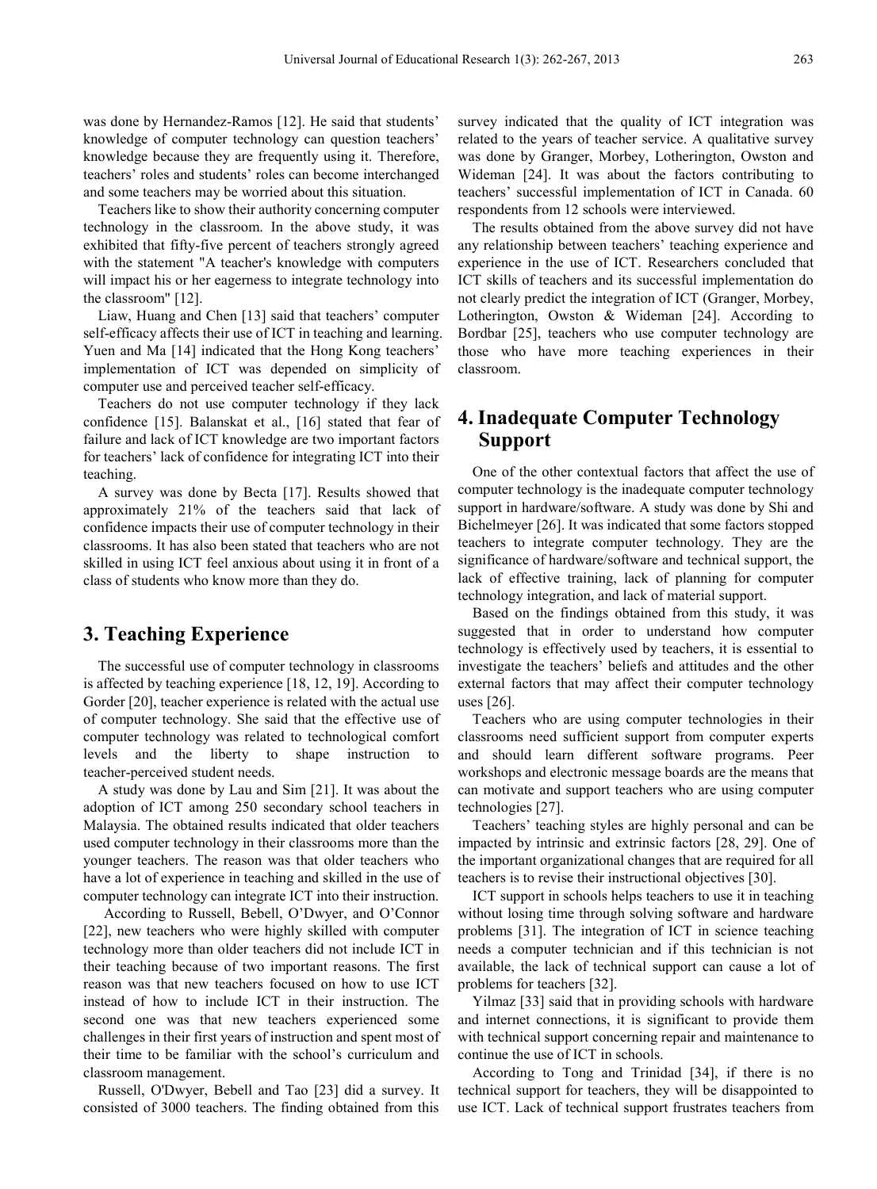was done by Hernandez-Ramos [12]. He said that students' knowledge of computer technology can question teachers' knowledge because they are frequently using it. Therefore, teachers' roles and students' roles can become interchanged and some teachers may be worried about this situation.

Teachers like to show their authority concerning computer technology in the classroom. In the above study, it was exhibited that fifty-five percent of teachers strongly agreed with the statement "A teacher's knowledge with computers will impact his or her eagerness to integrate technology into the classroom" [12].

Liaw, Huang and Chen [13] said that teachers' computer self-efficacy affects their use of ICT in teaching and learning. Yuen and Ma [14] indicated that the Hong Kong teachers' implementation of ICT was depended on simplicity of computer use and perceived teacher self-efficacy.

Teachers do not use computer technology if they lack confidence [15]. Balanskat et al., [16] stated that fear of failure and lack of ICT knowledge are two important factors for teachers' lack of confidence for integrating ICT into their teaching.

A survey was done by Becta [17]. Results showed that approximately 21% of the teachers said that lack of confidence impacts their use of computer technology in their classrooms. It has also been stated that teachers who are not skilled in using ICT feel anxious about using it in front of a class of students who know more than they do.

## 3. Teaching Experience

The successful use of computer technology in classrooms is affected by teaching experience [18, 12, 19]. According to Gorder [20], teacher experience is related with the actual use of computer technology. She said that the effective use of computer technology was related to technological comfort levels and the liberty to shape instruction to teacher-perceived student needs.

A study was done by Lau and Sim [21]. It was about the adoption of ICT among 250 secondary school teachers in Malaysia. The obtained results indicated that older teachers used computer technology in their classrooms more than the younger teachers. The reason was that older teachers who have a lot of experience in teaching and skilled in the use of computer technology can integrate ICT into their instruction.

According to Russell, Bebell, O'Dwyer, and O'Connor [22], new teachers who were highly skilled with computer technology more than older teachers did not include ICT in their teaching because of two important reasons. The first reason was that new teachers focused on how to use ICT instead of how to include ICT in their instruction. The second one was that new teachers experienced some challenges in their first years of instruction and spent most of their time to be familiar with the school's curriculum and classroom management.

Russell, O'Dwyer, Bebell and Tao [23] did a survey. It consisted of 3000 teachers. The finding obtained from this survey indicated that the quality of ICT integration was related to the years of teacher service. A qualitative survey was done by Granger, Morbey, Lotherington, Owston and Wideman [24]. It was about the factors contributing to teachers' successful implementation of ICT in Canada. 60 respondents from 12 schools were interviewed.

The results obtained from the above survey did not have any relationship between teachers' teaching experience and experience in the use of ICT. Researchers concluded that ICT skills of teachers and its successful implementation do not clearly predict the integration of ICT (Granger, Morbey, Lotherington, Owston & Wideman [24]. According to Bordbar [25], teachers who use computer technology are those who have more teaching experiences in their classroom.

## 4. Inadequate Computer Technology Support

One of the other contextual factors that affect the use of computer technology is the inadequate computer technology support in hardware/software. A study was done by Shi and Bichelmeyer [26]. It was indicated that some factors stopped teachers to integrate computer technology. They are the significance of hardware/software and technical support, the lack of effective training, lack of planning for computer technology integration, and lack of material support.

Based on the findings obtained from this study, it was suggested that in order to understand how computer technology is effectively used by teachers, it is essential to investigate the teachers' beliefs and attitudes and the other external factors that may affect their computer technology uses [26].

Teachers who are using computer technologies in their classrooms need sufficient support from computer experts and should learn different software programs. Peer workshops and electronic message boards are the means that can motivate and support teachers who are using computer technologies [27].

Teachers' teaching styles are highly personal and can be impacted by intrinsic and extrinsic factors [28, 29]. One of the important organizational changes that are required for all teachers is to revise their instructional objectives [30].

ICT support in schools helps teachers to use it in teaching without losing time through solving software and hardware problems [31]. The integration of ICT in science teaching needs a computer technician and if this technician is not available, the lack of technical support can cause a lot of problems for teachers [32].

Yilmaz [33] said that in providing schools with hardware and internet connections, it is significant to provide them with technical support concerning repair and maintenance to continue the use of ICT in schools.

According to Tong and Trinidad [34], if there is no technical support for teachers, they will be disappointed to use ICT. Lack of technical support frustrates teachers from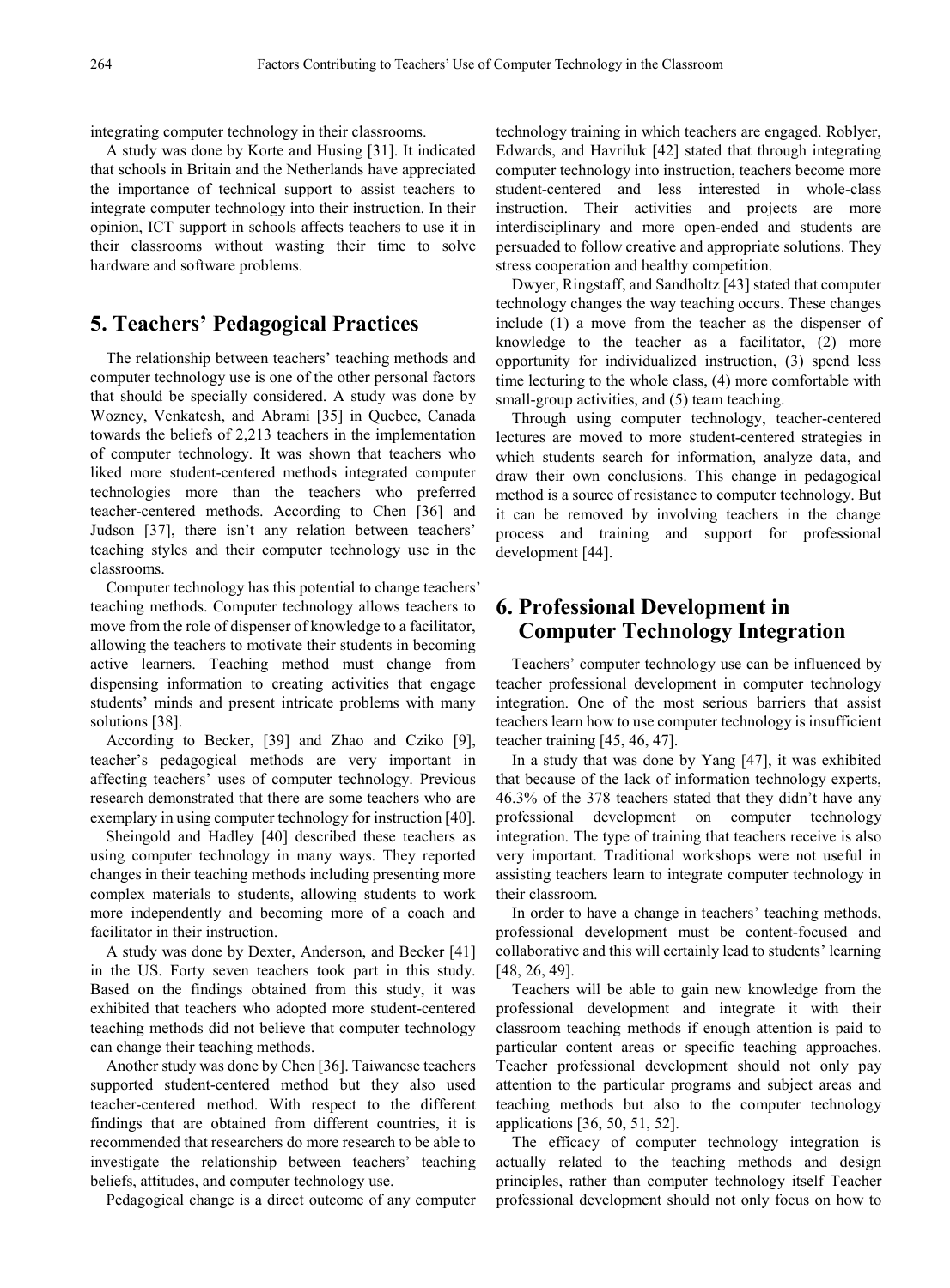integrating computer technology in their classrooms.

A study was done by Korte and Husing [31]. It indicated that schools in Britain and the Netherlands have appreciated the importance of technical support to assist teachers to integrate computer technology into their instruction. In their opinion, ICT support in schools affects teachers to use it in their classrooms without wasting their time to solve hardware and software problems.

## 5. Teachers' Pedagogical Practices

The relationship between teachers' teaching methods and computer technology use is one of the other personal factors that should be specially considered. A study was done by Wozney, Venkatesh, and Abrami [35] in Quebec, Canada towards the beliefs of 2,213 teachers in the implementation of computer technology. It was shown that teachers who liked more student-centered methods integrated computer technologies more than the teachers who preferred teacher-centered methods. According to Chen [36] and Judson [37], there isn't any relation between teachers' teaching styles and their computer technology use in the classrooms.

Computer technology has this potential to change teachers' teaching methods. Computer technology allows teachers to move from the role of dispenser of knowledge to a facilitator, allowing the teachers to motivate their students in becoming active learners. Teaching method must change from dispensing information to creating activities that engage students' minds and present intricate problems with many solutions [38].

According to Becker, [39] and Zhao and Cziko [9], teacher's pedagogical methods are very important in affecting teachers' uses of computer technology. Previous research demonstrated that there are some teachers who are exemplary in using computer technology for instruction [40].

Sheingold and Hadley [40] described these teachers as using computer technology in many ways. They reported changes in their teaching methods including presenting more complex materials to students, allowing students to work more independently and becoming more of a coach and facilitator in their instruction.

A study was done by Dexter, Anderson, and Becker [41] in the US. Forty seven teachers took part in this study. Based on the findings obtained from this study, it was exhibited that teachers who adopted more student-centered teaching methods did not believe that computer technology can change their teaching methods.

Another study was done by Chen [36]. Taiwanese teachers supported student-centered method but they also used teacher-centered method. With respect to the different findings that are obtained from different countries, it is recommended that researchers do more research to be able to investigate the relationship between teachers' teaching beliefs, attitudes, and computer technology use.

Pedagogical change is a direct outcome of any computer technology training in which teachers are engaged. Roblyer, Edwards, and Havriluk [42] stated that through integrating computer technology into instruction, teachers become more student-centered and less interested in whole-class instruction. Their activities and projects are more interdisciplinary and more open-ended and students are persuaded to follow creative and appropriate solutions. They stress cooperation and healthy competition.

Dwyer, Ringstaff, and Sandholtz [43] stated that computer technology changes the way teaching occurs. These changes include (1) a move from the teacher as the dispenser of knowledge to the teacher as a facilitator, (2) more opportunity for individualized instruction, (3) spend less time lecturing to the whole class, (4) more comfortable with small-group activities, and (5) team teaching.

Through using computer technology, teacher-centered lectures are moved to more student-centered strategies in which students search for information, analyze data, and draw their own conclusions. This change in pedagogical method is a source of resistance to computer technology. But it can be removed by involving teachers in the change process and training and support for professional development [44].

## 6. Professional Development in Computer Technology Integration

Teachers' computer technology use can be influenced by teacher professional development in computer technology integration. One of the most serious barriers that assist teachers learn how to use computer technology is insufficient teacher training [45, 46, 47].

In a study that was done by Yang [47], it was exhibited that because of the lack of information technology experts, 46.3% of the 378 teachers stated that they didn't have any professional development on computer technology integration. The type of training that teachers receive is also very important. Traditional workshops were not useful in assisting teachers learn to integrate computer technology in their classroom.

In order to have a change in teachers' teaching methods, professional development must be content-focused and collaborative and this will certainly lead to students' learning [48, 26, 49].

Teachers will be able to gain new knowledge from the professional development and integrate it with their classroom teaching methods if enough attention is paid to particular content areas or specific teaching approaches. Teacher professional development should not only pay attention to the particular programs and subject areas and teaching methods but also to the computer technology applications [36, 50, 51, 52].

The efficacy of computer technology integration is actually related to the teaching methods and design principles, rather than computer technology itself Teacher professional development should not only focus on how to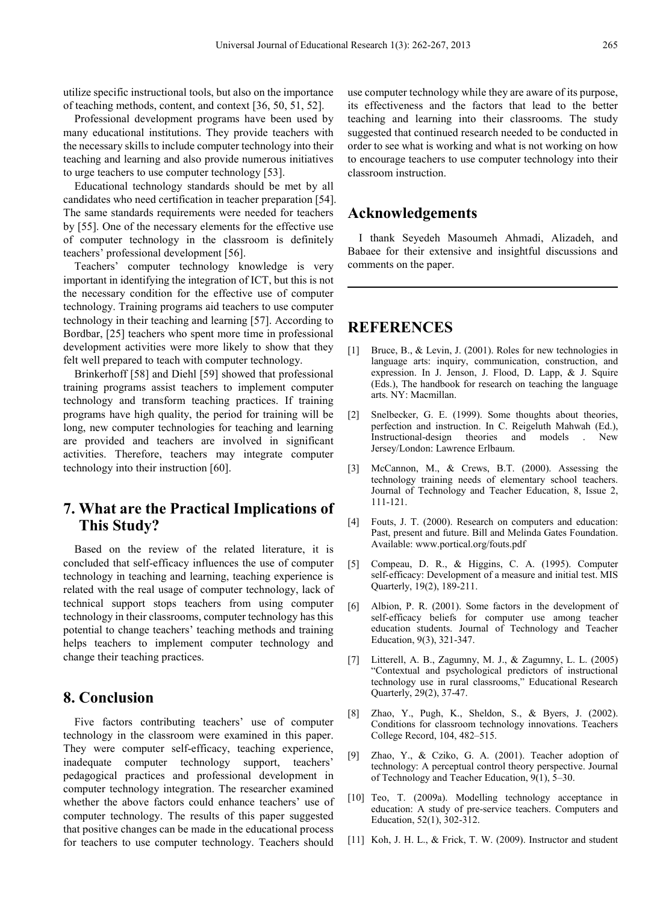utilize specific instructional tools, but also on the importance of teaching methods, content, and context [36, 50, 51, 52].

Professional development programs have been used by many educational institutions. They provide teachers with the necessary skills to include computer technology into their teaching and learning and also provide numerous initiatives to urge teachers to use computer technology [53].

Educational technology standards should be met by all candidates who need certification in teacher preparation [54]. The same standards requirements were needed for teachers by [55]. One of the necessary elements for the effective use of computer technology in the classroom is definitely teachers' professional development [56].

Teachers' computer technology knowledge is very important in identifying the integration of ICT, but this is not the necessary condition for the effective use of computer technology. Training programs aid teachers to use computer technology in their teaching and learning [57]. According to Bordbar, [25] teachers who spent more time in professional development activities were more likely to show that they felt well prepared to teach with computer technology.

Brinkerhoff [58] and Diehl [59] showed that professional training programs assist teachers to implement computer technology and transform teaching practices. If training programs have high quality, the period for training will be long, new computer technologies for teaching and learning are provided and teachers are involved in significant activities. Therefore, teachers may integrate computer technology into their instruction [60].

## 7. What are the Practical Implications of This Study?

Based on the review of the related literature, it is concluded that self-efficacy influences the use of computer technology in teaching and learning, teaching experience is related with the real usage of computer technology, lack of technical support stops teachers from using computer technology in their classrooms, computer technology has this potential to change teachers' teaching methods and training helps teachers to implement computer technology and change their teaching practices.

## 8. Conclusion

Five factors contributing teachers' use of computer technology in the classroom were examined in this paper. They were computer self-efficacy, teaching experience, inadequate computer technology support, teachers' pedagogical practices and professional development in computer technology integration. The researcher examined whether the above factors could enhance teachers' use of computer technology. The results of this paper suggested that positive changes can be made in the educational process for teachers to use computer technology. Teachers should use computer technology while they are aware of its purpose, its effectiveness and the factors that lead to the better teaching and learning into their classrooms. The study suggested that continued research needed to be conducted in order to see what is working and what is not working on how to encourage teachers to use computer technology into their classroom instruction.

## Acknowledgements

I thank Seyedeh Masoumeh Ahmadi, Alizadeh, and Babaee for their extensive and insightful discussions and comments on the paper.

## REFERENCES

[1] Bruce, B., & Levin, J. (2001). Roles for new technologies in language arts: inquiry, communication, construction, and expression. In J. Jenson, J. Flood, D. Lapp, & J. Squire (Eds.), The handbook for research on teaching the language arts. NY: Macmillan.

[2] Snelbecker, G. E. (1999). Some thoughts about theories, perfection and instruction. In C. Reigeluth Mahwah (Ed.), Instructional-design theories and models . New Jersey/London: Lawrence Erlbaum.

[3] McCannon, M., & Crews, B.T. (2000). Assessing the technology training needs of elementary school teachers. Journal of Technology and Teacher Education, 8, Issue 2, 111-121.

[4] Fouts, J. T. (2000). Research on computers and education: Past, present and future. Bill and Melinda Gates Foundation. Available: www.portical.org/fouts.pdf

[5] Compeau, D. R., & Higgins, C. A. (1995). Computer self-efficacy: Development of a measure and initial test. MIS Quarterly, 19(2), 189-211.

[6] Albion, P. R. (2001). Some factors in the development of self-efficacy beliefs for computer use among teacher education students. Journal of Technology and Teacher Education, 9(3), 321-347.

[7] Litterell, A. B., Zagumny, M. J., & Zagumny, L. L. (2005) "Contextual and psychological predictors of instructional technology use in rural classrooms," Educational Research Quarterly, 29(2), 37-47.

[8] Zhao, Y., Pugh, K., Sheldon, S., & Byers, J. (2002). Conditions for classroom technology innovations. Teachers College Record, 104, 482–515.

[9] Zhao, Y., & Cziko, G. A. (2001). Teacher adoption of technology: A perceptual control theory perspective. Journal of Technology and Teacher Education, 9(1), 5–30.

[10] Teo, T. (2009a). Modelling technology acceptance in education: A study of pre-service teachers. Computers and Education, 52(1), 302-312.

[11] Koh, J. H. L., & Frick, T. W. (2009). Instructor and student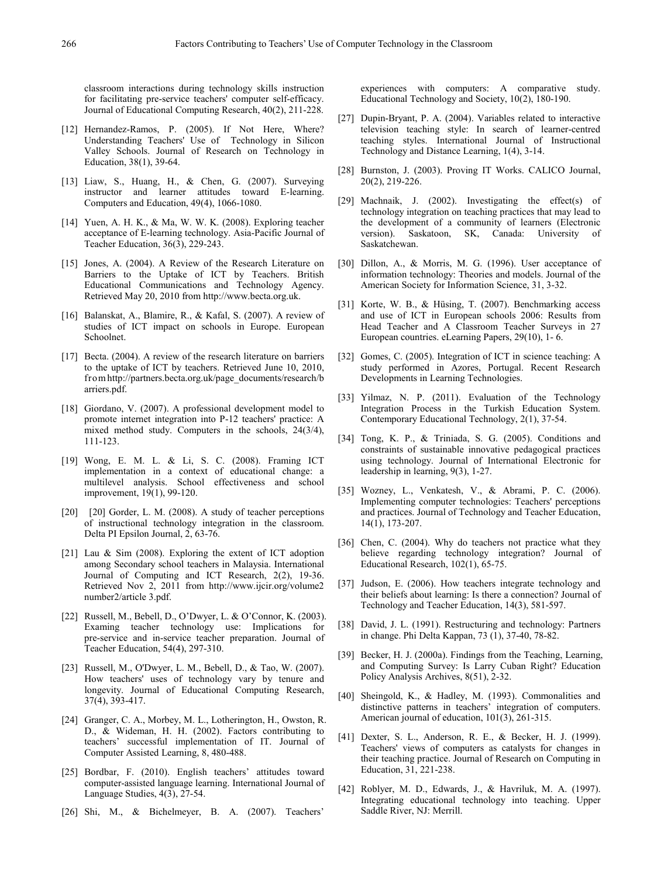classroom interactions during technology skills instruction for facilitating pre-service teachers' computer self-efficacy. Journal of Educational Computing Research, 40(2), 211-228.

[12] Hernandez-Ramos, P. (2005). If Not Here, Where? Understanding Teachers' Use of Technology in Silicon Valley Schools. Journal of Research on Technology in Education, 38(1), 39-64.

[13] Liaw, S., Huang, H., & Chen, G. (2007). Surveying instructor and learner attitudes toward E-learning. Computers and Education, 49(4), 1066-1080.

[14] Yuen, A. H. K., & Ma, W. W. K. (2008). Exploring teacher acceptance of E-learning technology. Asia-Pacific Journal of Teacher Education, 36(3), 229-243.

[15] Jones, A. (2004). A Review of the Research Literature on Barriers to the Uptake of ICT by Teachers. British Educational Communications and Technology Agency. Retrieved May 20, 2010 from http://www.becta.org.uk.

[16] Balanskat, A., Blamire, R., & Kafal, S. (2007). A review of studies of ICT impact on schools in Europe. European Schoolnet.

[17] Becta. (2004). A review of the research literature on barriers to the uptake of ICT by teachers. Retrieved June 10, 2010, from http://partners.becta.org.uk/page_documents/research/barriers.pdf.

[18] Giordano, V. (2007). A professional development model to promote internet integration into P-12 teachers' practice: A mixed method study. Computers in the schools, 24(3/4), 111-123.

[19] Wong, E. M. L. & Li, S. C. (2008). Framing ICT implementation in a context of educational change: a multilevel analysis. School effectiveness and school improvement, 19(1), 99-120.

[20] [20] Gorder, L. M. (2008). A study of teacher perceptions of instructional technology integration in the classroom. Delta PI Epsilon Journal, 2, 63-76.

[21] Lau & Sim (2008). Exploring the extent of ICT adoption among Secondary school teachers in Malaysia. International Journal of Computing and ICT Research, 2(2), 19-36. Retrieved Nov 2, 2011 from http://www.ijcir.org/volume2number2/article 3.pdf.

[22] Russell, M., Bebell, D., O'Dwyer, L. & O'Connor, K. (2003). Examing teacher technology use: Implications for pre-service and in-service teacher preparation. Journal of Teacher Education, 54(4), 297-310.

[23] Russell, M., O'Dwyer, L. M., Bebell, D., & Tao, W. (2007). How teachers' uses of technology vary by tenure and longevity. Journal of Educational Computing Research, 37(4), 393-417.

[24] Granger, C. A., Morbey, M. L., Lotherington, H., Owston, R. D., & Wideman, H. H. (2002). Factors contributing to teachers' successful implementation of IT. Journal of Computer Assisted Learning, 8, 480-488.

[25] Bordbar, F. (2010). English teachers' attitudes toward computer-assisted language learning. International Journal of Language Studies, 4(3), 27-54.

[26] Shi, M., & Bichelmeyer, B. A. (2007). Teachers' experiences with computers: A comparative study. Educational Technology and Society, 10(2), 180-190.

[27] Dupin-Bryant, P. A. (2004). Variables related to interactive television teaching style: In search of learner-centred teaching styles. International Journal of Instructional Technology and Distance Learning, 1(4), 3-14.

[28] Burnston, J. (2003). Proving IT Works. CALICO Journal, 20(2), 219-226.

[29] Machnaik, J. (2002). Investigating the effect(s) of technology integration on teaching practices that may lead to the development of a community of learners (Electronic version). Saskatoon, SK, Canada: University of Saskatchewan.

[30] Dillon, A., & Morris, M. G. (1996). User acceptance of information technology: Theories and models. Journal of the American Society for Information Science, 31, 3-32.

[31] Korte, W. B., & Hüsing, T. (2007). Benchmarking access and use of ICT in European schools 2006: Results from Head Teacher and A Classroom Teacher Surveys in 27 European countries. eLearning Papers, 29(10), 1- 6.

[32] Gomes, C. (2005). Integration of ICT in science teaching: A study performed in Azores, Portugal. Recent Research Developments in Learning Technologies.

[33] Yilmaz, N. P. (2011). Evaluation of the Technology Integration Process in the Turkish Education System. Contemporary Educational Technology, 2(1), 37-54.

[34] Tong, K. P., & Triniada, S. G. (2005). Conditions and constraints of sustainable innovative pedagogical practices using technology. Journal of International Electronic for leadership in learning, 9(3), 1-27.

[35] Wozney, L., Venkatesh, V., & Abrami, P. C. (2006). Implementing computer technologies: Teachers' perceptions and practices. Journal of Technology and Teacher Education, 14(1), 173-207.

[36] Chen, C. (2004). Why do teachers not practice what they believe regarding technology integration? Journal of Educational Research, 102(1), 65-75.

[37] Judson, E. (2006). How teachers integrate technology and their beliefs about learning: Is there a connection? Journal of Technology and Teacher Education, 14(3), 581-597.

[38] David, J. L. (1991). Restructuring and technology: Partners in change. Phi Delta Kappan, 73 (1), 37-40, 78-82.

[39] Becker, H. J. (2000a). Findings from the Teaching, Learning, and Computing Survey: Is Larry Cuban Right? Education Policy Analysis Archives, 8(51), 2-32.

[40] Sheingold, K., & Hadley, M. (1993). Commonalities and distinctive patterns in teachers' integration of computers. American journal of education, 101(3), 261-315.

[41] Dexter, S. L., Anderson, R. E., & Becker, H. J. (1999). Teachers' views of computers as catalysts for changes in their teaching practice. Journal of Research on Computing in Education, 31, 221-238.

[42] Roblyer, M. D., Edwards, J., & Havriluk, M. A. (1997). Integrating educational technology into teaching. Upper Saddle River, NJ: Merrill.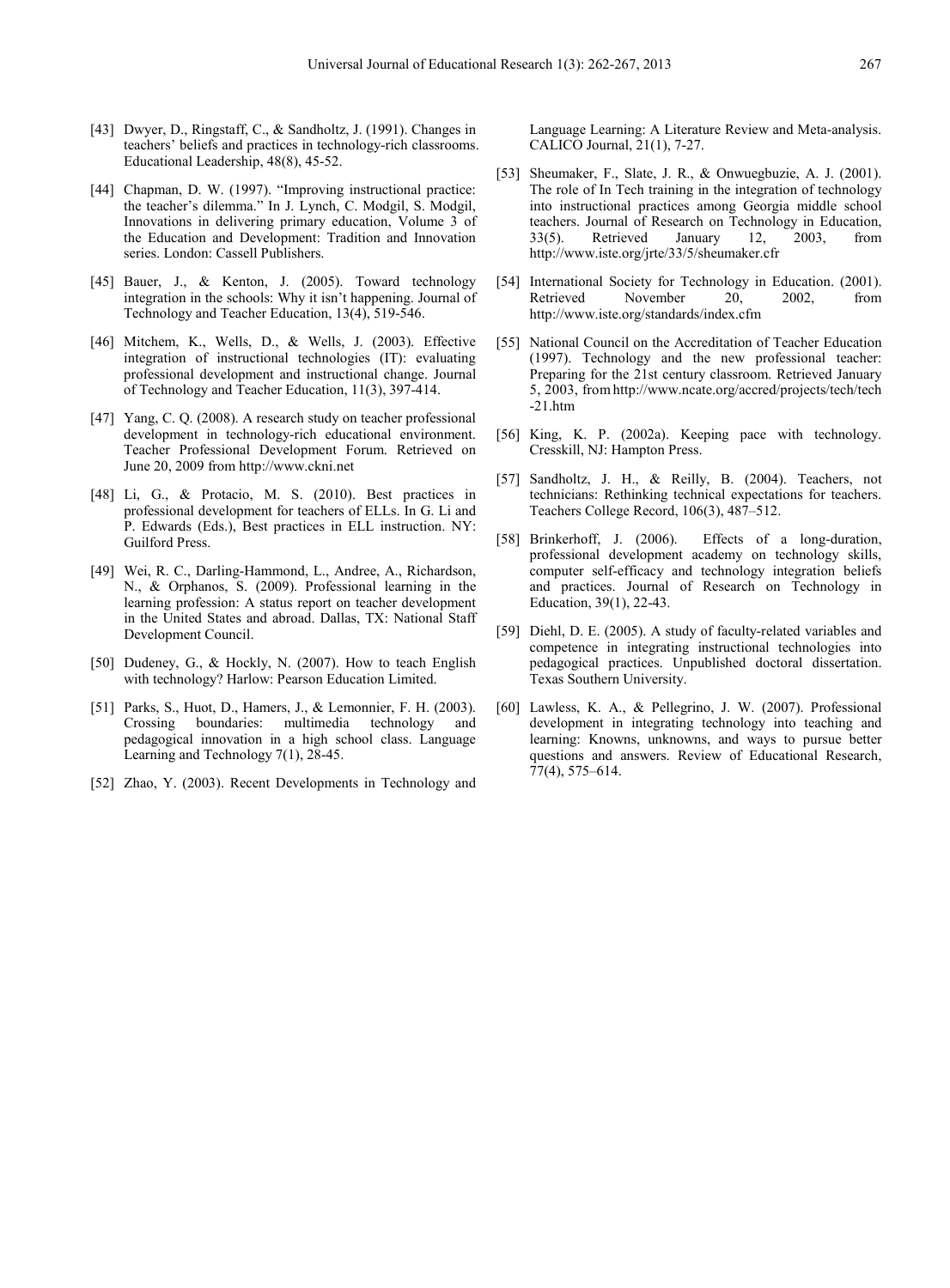[43] Dwyer, D., Ringstaff, C., & Sandholtz, J. (1991). Changes in teachers' beliefs and practices in technology-rich classrooms. Educational Leadership, 48(8), 45-52.

[44] Chapman, D. W. (1997). "Improving instructional practice: the teacher's dilemma." In J. Lynch, C. Modgil, S. Modgil, Innovations in delivering primary education, Volume 3 of the Education and Development: Tradition and Innovation series. London: Cassell Publishers.

[45] Bauer, J., & Kenton, J. (2005). Toward technology integration in the schools: Why it isn't happening. Journal of Technology and Teacher Education, 13(4), 519-546.

[46] Mitchem, K., Wells, D., & Wells, J. (2003). Effective integration of instructional technologies (IT): evaluating professional development and instructional change. Journal of Technology and Teacher Education, 11(3), 397-414.

[47] Yang, C. Q. (2008). A research study on teacher professional development in technology-rich educational environment. Teacher Professional Development Forum. Retrieved on June 20, 2009 from http://www.ckni.net

[48] Li, G., & Protacio, M. S. (2010). Best practices in professional development for teachers of ELLs. In G. Li and P. Edwards (Eds.), Best practices in ELL instruction. NY: Guilford Press.

[49] Wei, R. C., Darling-Hammond, L., Andree, A., Richardson, N., & Orphanos, S. (2009). Professional learning in the learning profession: A status report on teacher development in the United States and abroad. Dallas, TX: National Staff Development Council.

[50] Dudeney, G., & Hockly, N. (2007). How to teach English with technology? Harlow: Pearson Education Limited.

[51] Parks, S., Huot, D., Hamers, J., & Lemonnier, F. H. (2003). Crossing boundaries: multimedia technology and pedagogical innovation in a high school class. Language Learning and Technology 7(1), 28-45.

[52] Zhao, Y. (2003). Recent Developments in Technology and Language Learning: A Literature Review and Meta-analysis. CALICO Journal, 21(1), 7-27.

[53] Sheumaker, F., Slate, J. R., & Onwuegbuzie, A. J. (2001). The role of In Tech training in the integration of technology into instructional practices among Georgia middle school teachers. Journal of Research on Technology in Education, 33(5). Retrieved January 12, 2003, from http://www.iste.org/jrte/33/5/sheumaker.cfr

[54] International Society for Technology in Education. (2001). Retrieved November 20, 2002, from http://www.iste.org/standards/index.cfm

[55] National Council on the Accreditation of Teacher Education (1997). Technology and the new professional teacher: Preparing for the 21st century classroom. Retrieved January 5, 2003, from http://www.ncate.org/accred/projects/tech/tech-21.htm

[56] King, K. P. (2002a). Keeping pace with technology. Cresskill, NJ: Hampton Press.

[57] Sandholtz, J. H., & Reilly, B. (2004). Teachers, not technicians: Rethinking technical expectations for teachers. Teachers College Record, 106(3), 487–512.

[58] Brinkerhoff, J. (2006). Effects of a long-duration, professional development academy on technology skills, computer self-efficacy and technology integration beliefs and practices. Journal of Research on Technology in Education, 39(1), 22-43.

[59] Diehl, D. E. (2005). A study of faculty-related variables and competence in integrating instructional technologies into pedagogical practices. Unpublished doctoral dissertation. Texas Southern University.

[60] Lawless, K. A., & Pellegrino, J. W. (2007). Professional development in integrating technology into teaching and learning: Knowns, unknowns, and ways to pursue better questions and answers. Review of Educational Research, 77(4), 575–614.